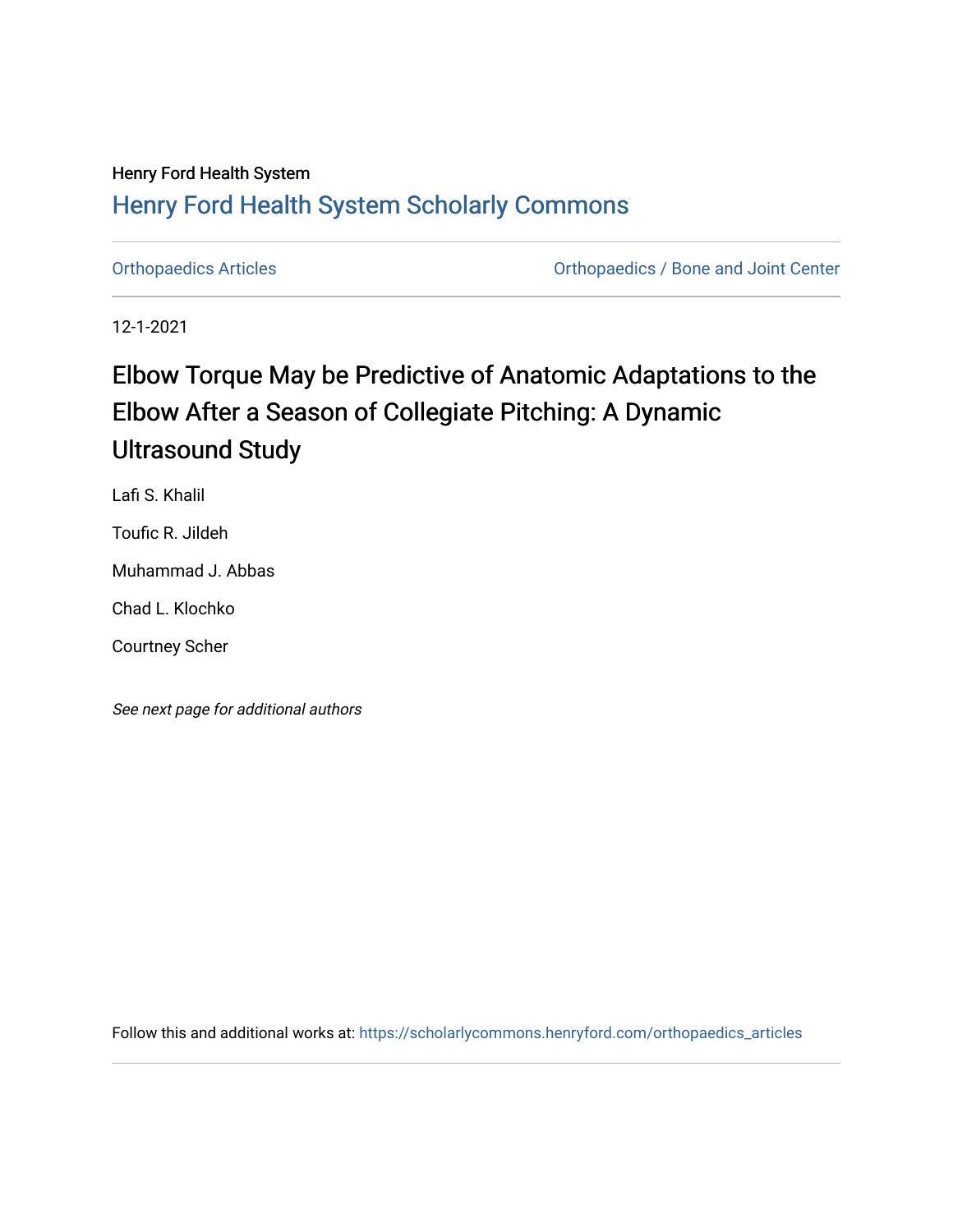Henry Ford Health System

## Henry Ford Health System Scholarly Commons

Orthopaedics Articles

Orthopaedics / Bone and Joint Center

12-1-2021

# Elbow Torque May be Predictive of Anatomic Adaptations to the Elbow After a Season of Collegiate Pitching: A Dynamic Ultrasound Study

Lafi S. Khalil

Toufic R. Jildeh

Muhammad J. Abbas

Chad L. Klochko

Courtney Scher

*See next page for additional authors*

Follow this and additional works at: https://scholarlycommons.henryford.com/orthopaedics_articles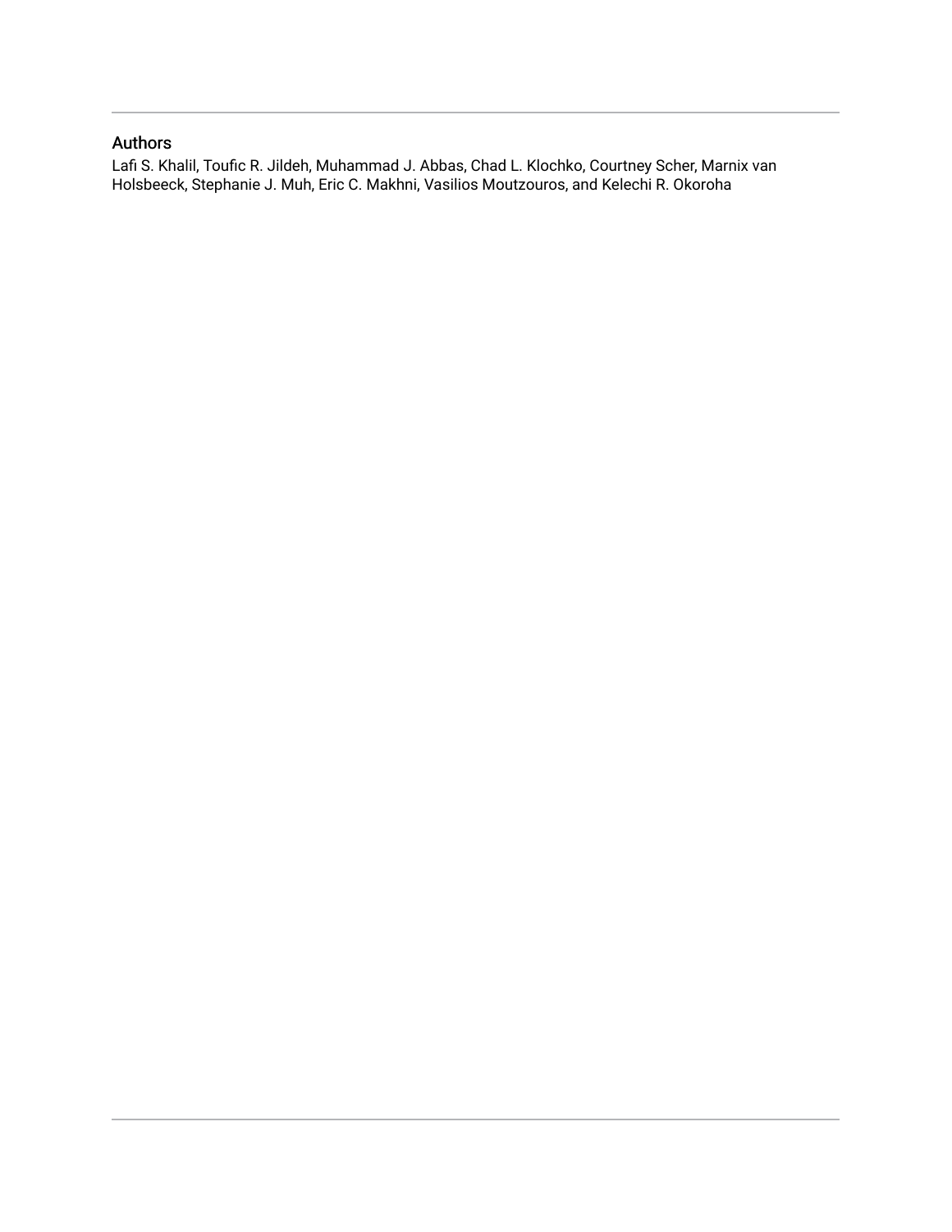## Authors

Lafi S. Khalil, Toufic R. Jildeh, Muhammad J. Abbas, Chad L. Klochko, Courtney Scher, Marnix van Holsbeeck, Stephanie J. Muh, Eric C. Makhni, Vasilios Moutzouros, and Kelechi R. Okoroha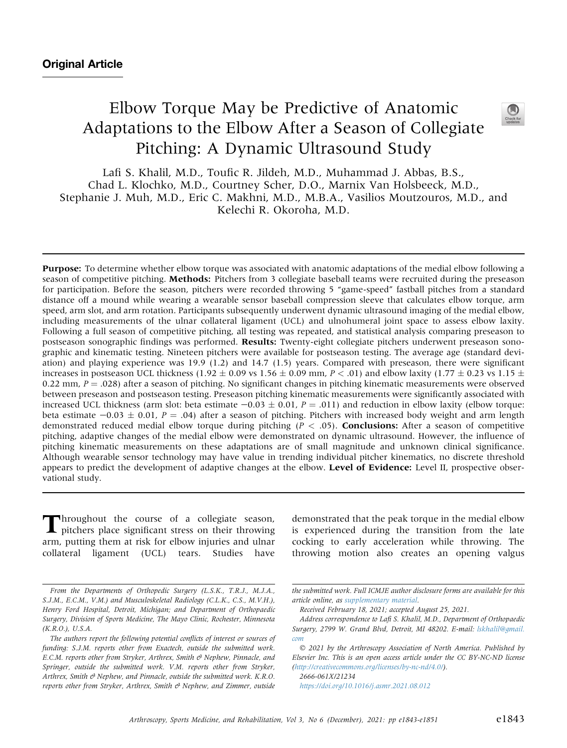## Original Article

# Elbow Torque May be Predictive of Anatomic Adaptations to the Elbow After a Season of Collegiate Pitching: A Dynamic Ultrasound Study

Lafi S. Khalil, M.D., Toufic R. Jildeh, M.D., Muhammad J. Abbas, B.S., Chad L. Klochko, M.D., Courtney Scher, D.O., Marnix Van Holsbeeck, M.D., Stephanie J. Muh, M.D., Eric C. Makhni, M.D., M.B.A., Vasilios Moutzouros, M.D., and Kelechi R. Okoroha, M.D.

**Purpose:** To determine whether elbow torque was associated with anatomic adaptations of the medial elbow following a season of competitive pitching. **Methods:** Pitchers from 3 collegiate baseball teams were recruited during the preseason for participation. Before the season, pitchers were recorded throwing 5 "game-speed" fastball pitches from a standard distance off a mound while wearing a wearable sensor baseball compression sleeve that calculates elbow torque, arm speed, arm slot, and arm rotation. Participants subsequently underwent dynamic ultrasound imaging of the medial elbow, including measurements of the ulnar collateral ligament (UCL) and ulnohumeral joint space to assess elbow laxity. Following a full season of competitive pitching, all testing was repeated, and statistical analysis comparing preseason to postseason sonographic findings was performed. **Results:** Twenty-eight collegiate pitchers underwent preseason sonographic and kinematic testing. Nineteen pitchers were available for postseason testing. The average age (standard deviation) and playing experience was 19.9 (1.2) and 14.7 (1.5) years. Compared with preseason, there were significant increases in postseason UCL thickness (1.92 ± 0.09 vs 1.56 ± 0.09 mm, $P < .01$) and elbow laxity (1.77 ± 0.23 vs 1.15 ± 0.22 mm, $P = .028$) after a season of pitching. No significant changes in pitching kinematic measurements were observed between preseason and postseason testing. Preseason pitching kinematic measurements were significantly associated with increased UCL thickness (arm slot: beta estimate −0.03 ± 0.01, $P = .011$) and reduction in elbow laxity (elbow torque: beta estimate −0.03 ± 0.01, $P = .04$) after a season of pitching. Pitchers with increased body weight and arm length demonstrated reduced medial elbow torque during pitching ($P < .05$). **Conclusions:** After a season of competitive pitching, adaptive changes of the medial elbow were demonstrated on dynamic ultrasound. However, the influence of pitching kinematic measurements on these adaptations are of small magnitude and unknown clinical significance. Although wearable sensor technology may have value in trending individual pitcher kinematics, no discrete threshold appears to predict the development of adaptive changes at the elbow. **Level of Evidence:** Level II, prospective observational study.

Throughout the course of a collegiate season, pitchers place significant stress on their throwing arm, putting them at risk for elbow injuries and ulnar collateral ligament (UCL) tears. Studies have demonstrated that the peak torque in the medial elbow is experienced during the transition from the late cocking to early acceleration while throwing. The throwing motion also creates an opening valgus

*From the Departments of Orthopedic Surgery (L.S.K., T.R.J., M.J.A., S.J.M., E.C.M., V.M.) and Musculoskeletal Radiology (C.L.K., C.S., M.V.H.), Henry Ford Hospital, Detroit, Michigan; and Department of Orthopaedic Surgery, Division of Sports Medicine, The Mayo Clinic, Rochester, Minnesota (K.R.O.), U.S.A.*

*The authors report the following potential conflicts of interest or sources of funding: S.J.M. reports other from Exactech, outside the submitted work. E.C.M. reports other from Stryker, Arthrex, Smith & Nephew, Pinnacle, and Springer, outside the submitted work. V.M. reports other from Stryker, Arthrex, Smith & Nephew, and Pinnacle, outside the submitted work. K.R.O. reports other from Stryker, Arthrex, Smith & Nephew, and Zimmer, outside the submitted work. Full ICMJE author disclosure forms are available for this article online, as supplementary material.*

*Received February 18, 2021; accepted August 25, 2021.*

*Address correspondence to Lafi S. Khalil, M.D., Department of Orthopaedic Surgery, 2799 W. Grand Blvd, Detroit, MI 48202. E-mail: lskhalil@gmail.com*

*© 2021 by the Arthroscopy Association of North America. Published by Elsevier Inc. This is an open access article under the CC BY-NC-ND license (http://creativecommons.org/licenses/by-nc-nd/4.0/).*

*2666-061X/21234*

*https://doi.org/10.1016/j.asmr.2021.08.012*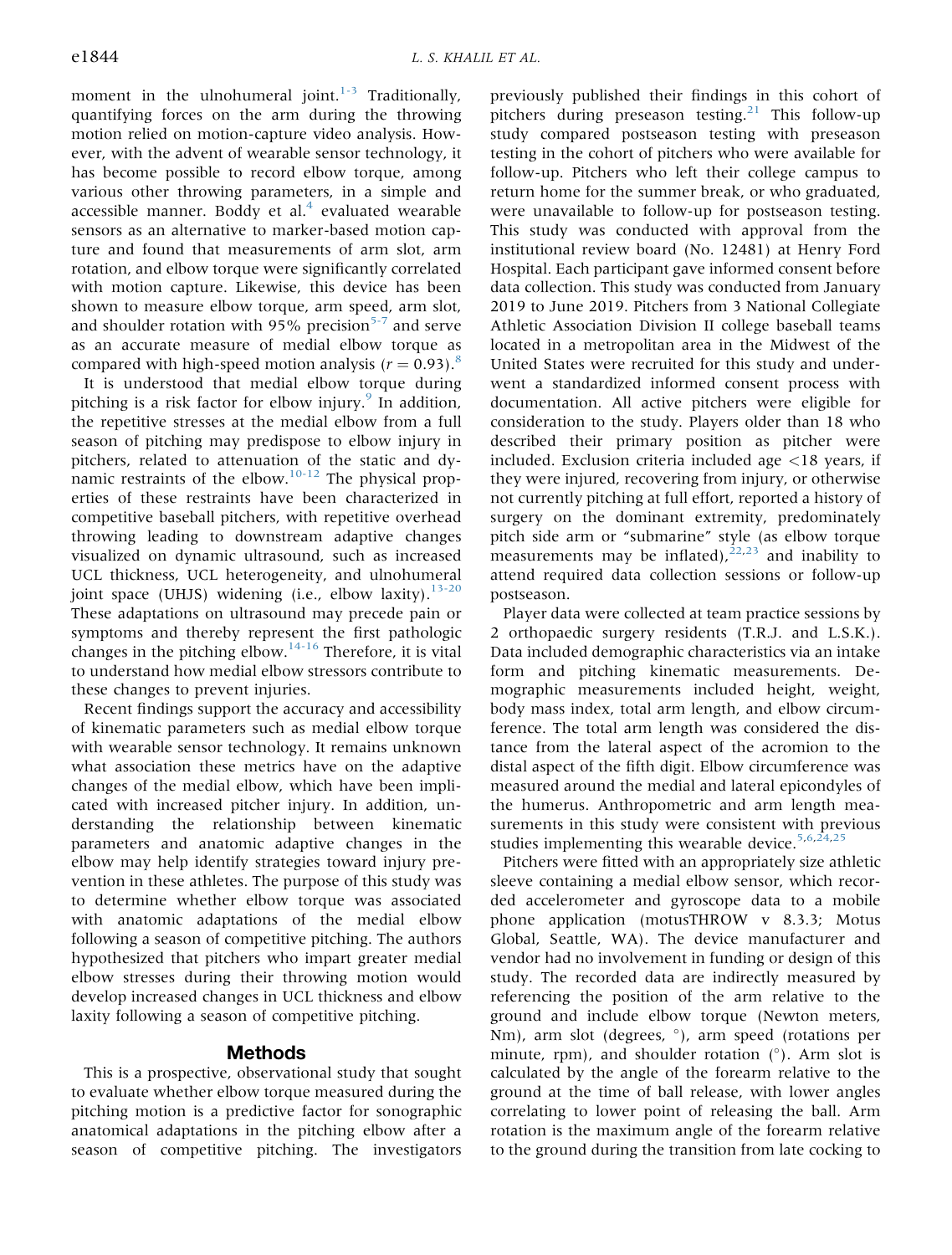moment in the ulnohumeral joint.[1-3] Traditionally, quantifying forces on the arm during the throwing motion relied on motion-capture video analysis. However, with the advent of wearable sensor technology, it has become possible to record elbow torque, among various other throwing parameters, in a simple and accessible manner. Boddy et al.[4] evaluated wearable sensors as an alternative to marker-based motion capture and found that measurements of arm slot, arm rotation, and elbow torque were significantly correlated with motion capture. Likewise, this device has been shown to measure elbow torque, arm speed, arm slot, and shoulder rotation with 95% precision[5-7] and serve as an accurate measure of medial elbow torque as compared with high-speed motion analysis ($r = 0.93$).[8]

It is understood that medial elbow torque during pitching is a risk factor for elbow injury.[9] In addition, the repetitive stresses at the medial elbow from a full season of pitching may predispose to elbow injury in pitchers, related to attenuation of the static and dynamic restraints of the elbow.[10-12] The physical properties of these restraints have been characterized in competitive baseball pitchers, with repetitive overhead throwing leading to downstream adaptive changes visualized on dynamic ultrasound, such as increased UCL thickness, UCL heterogeneity, and ulnohumeral joint space (UHJS) widening (i.e., elbow laxity).[13-20] These adaptations on ultrasound may precede pain or symptoms and thereby represent the first pathologic changes in the pitching elbow.[14-16] Therefore, it is vital to understand how medial elbow stressors contribute to these changes to prevent injuries.

Recent findings support the accuracy and accessibility of kinematic parameters such as medial elbow torque with wearable sensor technology. It remains unknown what association these metrics have on the adaptive changes of the medial elbow, which have been implicated with increased pitcher injury. In addition, understanding the relationship between kinematic parameters and anatomic adaptive changes in the elbow may help identify strategies toward injury prevention in these athletes. The purpose of this study was to determine whether elbow torque was associated with anatomic adaptations of the medial elbow following a season of competitive pitching. The authors hypothesized that pitchers who impart greater medial elbow stresses during their throwing motion would develop increased changes in UCL thickness and elbow laxity following a season of competitive pitching.

## Methods

This is a prospective, observational study that sought to evaluate whether elbow torque measured during the pitching motion is a predictive factor for sonographic anatomical adaptations in the pitching elbow after a season of competitive pitching. The investigators previously published their findings in this cohort of pitchers during preseason testing.[21] This follow-up study compared postseason testing with preseason testing in the cohort of pitchers who were available for follow-up. Pitchers who left their college campus to return home for the summer break, or who graduated, were unavailable to follow-up for postseason testing. This study was conducted with approval from the institutional review board (No. 12481) at Henry Ford Hospital. Each participant gave informed consent before data collection. This study was conducted from January 2019 to June 2019. Pitchers from 3 National Collegiate Athletic Association Division II college baseball teams located in a metropolitan area in the Midwest of the United States were recruited for this study and underwent a standardized informed consent process with documentation. All active pitchers were eligible for consideration to the study. Players older than 18 who described their primary position as pitcher were included. Exclusion criteria included age <18 years, if they were injured, recovering from injury, or otherwise not currently pitching at full effort, reported a history of surgery on the dominant extremity, predominately pitch side arm or "submarine" style (as elbow torque measurements may be inflated),[22,23] and inability to attend required data collection sessions or follow-up postseason.

Player data were collected at team practice sessions by 2 orthopaedic surgery residents (T.R.J. and L.S.K.). Data included demographic characteristics via an intake form and pitching kinematic measurements. Demographic measurements included height, weight, body mass index, total arm length, and elbow circumference. The total arm length was considered the distance from the lateral aspect of the acromion to the distal aspect of the fifth digit. Elbow circumference was measured around the medial and lateral epicondyles of the humerus. Anthropometric and arm length measurements in this study were consistent with previous studies implementing this wearable device.[5,6,24,25]

Pitchers were fitted with an appropriately size athletic sleeve containing a medial elbow sensor, which recorded accelerometer and gyroscope data to a mobile phone application (motusTHROW v 8.3.3; Motus Global, Seattle, WA). The device manufacturer and vendor had no involvement in funding or design of this study. The recorded data are indirectly measured by referencing the position of the arm relative to the ground and include elbow torque (Newton meters, Nm), arm slot (degrees, °), arm speed (rotations per minute, rpm), and shoulder rotation (°). Arm slot is calculated by the angle of the forearm relative to the ground at the time of ball release, with lower angles correlating to lower point of releasing the ball. Arm rotation is the maximum angle of the forearm relative to the ground during the transition from late cocking to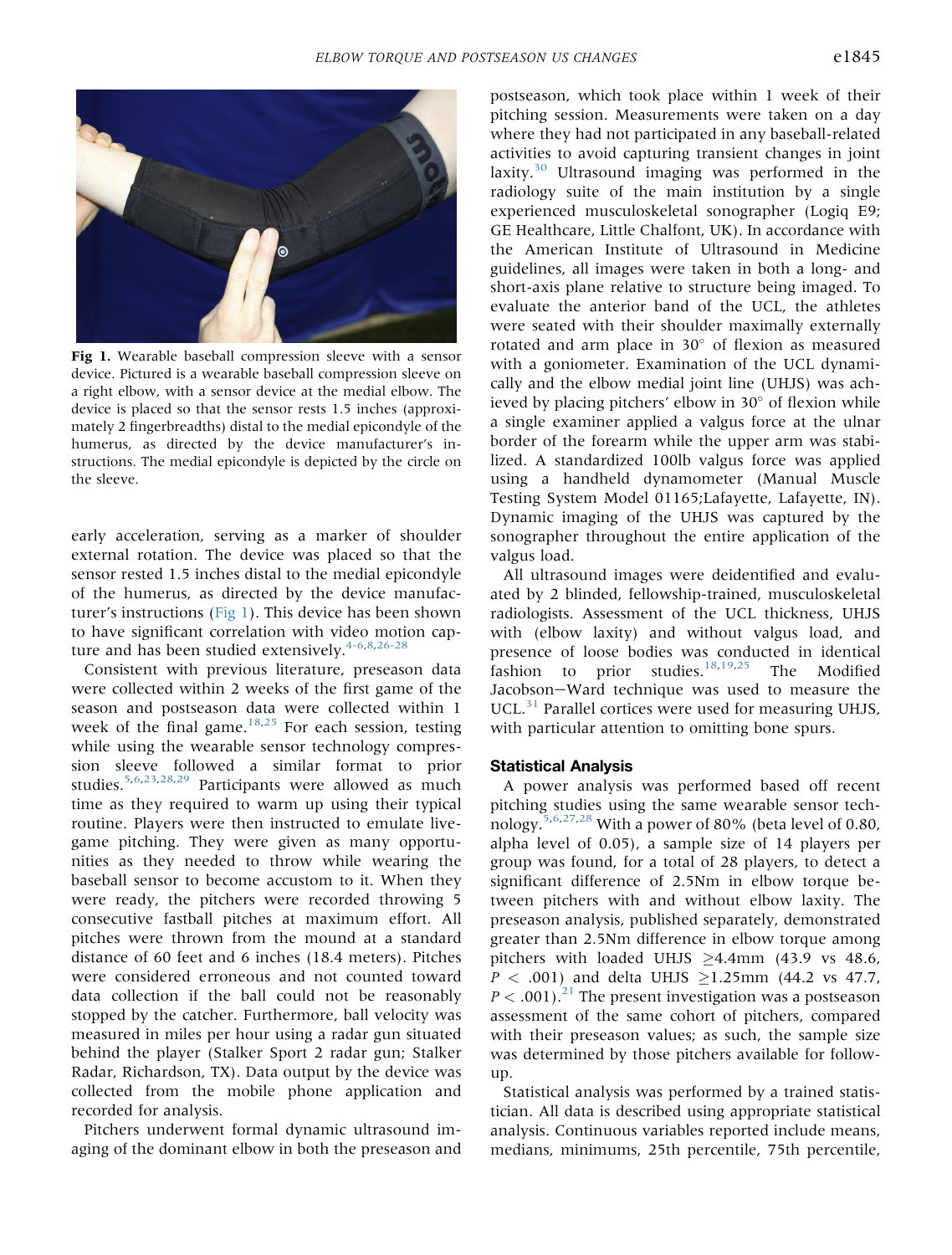Fig 1. Wearable baseball compression sleeve with a sensor device. Pictured is a wearable baseball compression sleeve on a right elbow, with a sensor device at the medial elbow. The device is placed so that the sensor rests 1.5 inches (approximately 2 fingerbreadths) distal to the medial epicondyle of the humerus, as directed by the device manufacturer's instructions. The medial epicondyle is depicted by the circle on the sleeve.

early acceleration, serving as a marker of shoulder external rotation. The device was placed so that the sensor rested 1.5 inches distal to the medial epicondyle of the humerus, as directed by the device manufacturer's instructions (Fig 1). This device has been shown to have significant correlation with video motion capture and has been studied extensively.[4-6,8,26-28]

Consistent with previous literature, preseason data were collected within 2 weeks of the first game of the season and postseason data were collected within 1 week of the final game.[18,25] For each session, testing while using the wearable sensor technology compression sleeve followed a similar format to prior studies.[5,6,23,28,29] Participants were allowed as much time as they required to warm up using their typical routine. Players were then instructed to emulate live-game pitching. They were given as many opportunities as they needed to throw while wearing the baseball sensor to become accustom to it. When they were ready, the pitchers were recorded throwing 5 consecutive fastball pitches at maximum effort. All pitches were thrown from the mound at a standard distance of 60 feet and 6 inches (18.4 meters). Pitches were considered erroneous and not counted toward data collection if the ball could not be reasonably stopped by the catcher. Furthermore, ball velocity was measured in miles per hour using a radar gun situated behind the player (Stalker Sport 2 radar gun; Stalker Radar, Richardson, TX). Data output by the device was collected from the mobile phone application and recorded for analysis.

Pitchers underwent formal dynamic ultrasound imaging of the dominant elbow in both the preseason and postseason, which took place within 1 week of their pitching session. Measurements were taken on a day where they had not participated in any baseball-related activities to avoid capturing transient changes in joint laxity.[30] Ultrasound imaging was performed in the radiology suite of the main institution by a single experienced musculoskeletal sonographer (Logiq E9; GE Healthcare, Little Chalfont, UK). In accordance with the American Institute of Ultrasound in Medicine guidelines, all images were taken in both a long- and short-axis plane relative to structure being imaged. To evaluate the anterior band of the UCL, the athletes were seated with their shoulder maximally externally rotated and arm place in 30° of flexion as measured with a goniometer. Examination of the UCL dynamically and the elbow medial joint line (UHJS) was achieved by placing pitchers' elbow in 30° of flexion while a single examiner applied a valgus force at the ulnar border of the forearm while the upper arm was stabilized. A standardized 100lb valgus force was applied using a handheld dynamometer (Manual Muscle Testing System Model 01165;Lafayette, Lafayette, IN). Dynamic imaging of the UHJS was captured by the sonographer throughout the entire application of the valgus load.

All ultrasound images were deidentified and evaluated by 2 blinded, fellowship-trained, musculoskeletal radiologists. Assessment of the UCL thickness, UHJS with (elbow laxity) and without valgus load, and presence of loose bodies was conducted in identical fashion to prior studies.[18,19,25] The Modified Jacobson−Ward technique was used to measure the UCL.[31] Parallel cortices were used for measuring UHJS, with particular attention to omitting bone spurs.

## Statistical Analysis

A power analysis was performed based off recent pitching studies using the same wearable sensor technology.[5,6,27,28] With a power of 80% (beta level of 0.80, alpha level of 0.05), a sample size of 14 players per group was found, for a total of 28 players, to detect a significant difference of 2.5Nm in elbow torque between pitchers with and without elbow laxity. The preseason analysis, published separately, demonstrated greater than 2.5Nm difference in elbow torque among pitchers with loaded UHJS ≥4.4mm (43.9 vs 48.6, $P < .001$) and delta UHJS ≥1.25mm (44.2 vs 47.7, $P < .001$).[21] The present investigation was a postseason assessment of the same cohort of pitchers, compared with their preseason values; as such, the sample size was determined by those pitchers available for follow-up.

Statistical analysis was performed by a trained statistician. All data is described using appropriate statistical analysis. Continuous variables reported include means, medians, minimums, 25th percentile, 75th percentile,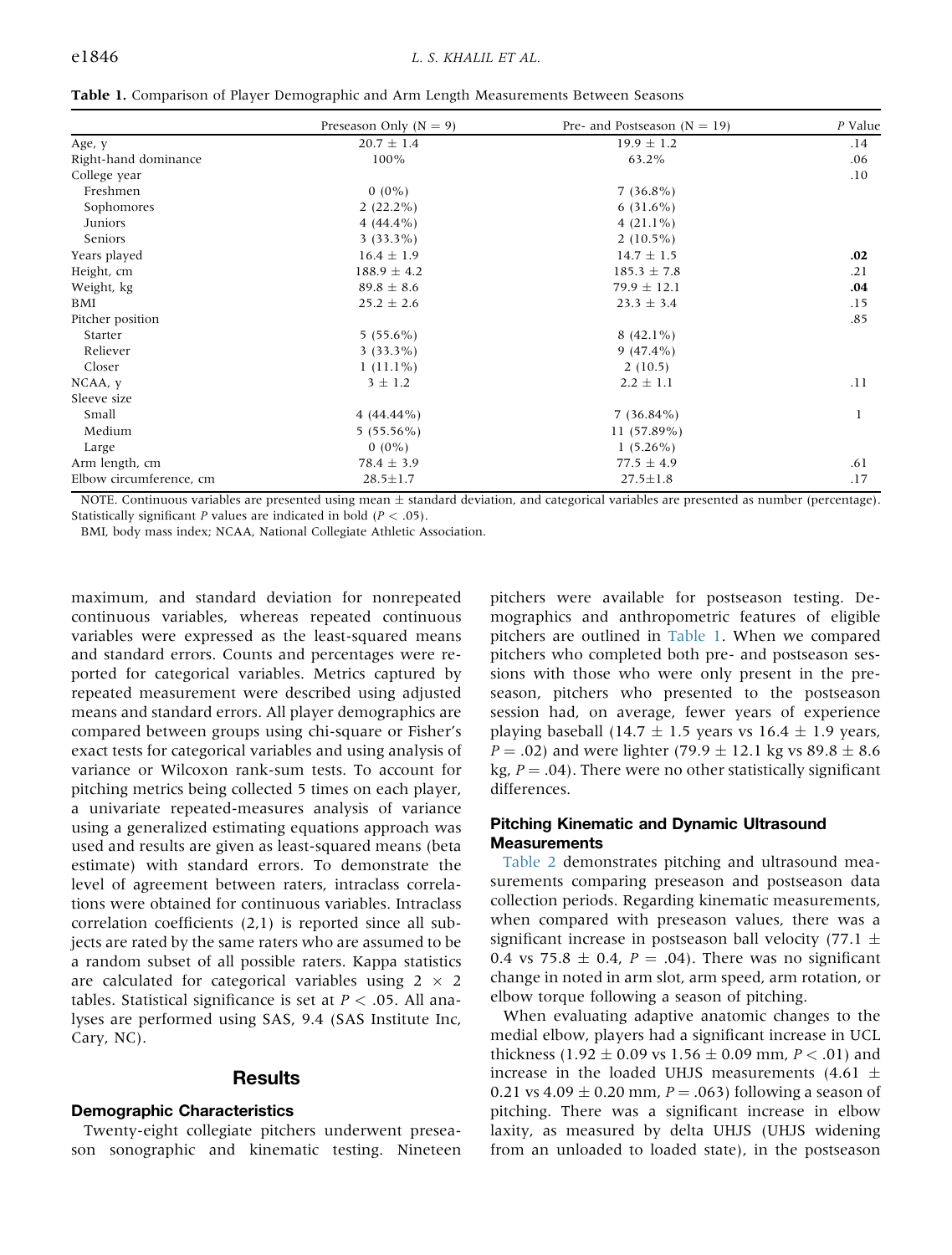**Table 1.** Comparison of Player Demographic and Arm Length Measurements Between Seasons

| | Preseason Only (N = 9) | Pre- and Postseason (N = 19) | *P* Value |
|---|---|---|---|
| Age, y | 20.7 ± 1.4 | 19.9 ± 1.2 | .14 |
| Right-hand dominance | 100% | 63.2% | .06 |
| College year | | | .10 |
| Freshmen | 0 (0%) | 7 (36.8%) | |
| Sophomores | 2 (22.2%) | 6 (31.6%) | |
| Juniors | 4 (44.4%) | 4 (21.1%) | |
| Seniors | 3 (33.3%) | 2 (10.5%) | |
| Years played | 16.4 ± 1.9 | 14.7 ± 1.5 | **.02** |
| Height, cm | 188.9 ± 4.2 | 185.3 ± 7.8 | .21 |
| Weight, kg | 89.8 ± 8.6 | 79.9 ± 12.1 | **.04** |
| BMI | 25.2 ± 2.6 | 23.3 ± 3.4 | .15 |
| Pitcher position | | | .85 |
| Starter | 5 (55.6%) | 8 (42.1%) | |
| Reliever | 3 (33.3%) | 9 (47.4%) | |
| Closer | 1 (11.1%) | 2 (10.5) | |
| NCAA, y | 3 ± 1.2 | 2.2 ± 1.1 | .11 |
| Sleeve size | | | |
| Small | 4 (44.44%) | 7 (36.84%) | 1 |
| Medium | 5 (55.56%) | 11 (57.89%) | |
| Large | 0 (0%) | 1 (5.26%) | |
| Arm length, cm | 78.4 ± 3.9 | 77.5 ± 4.9 | .61 |
| Elbow circumference, cm | 28.5±1.7 | 27.5±1.8 | .17 |

NOTE. Continuous variables are presented using mean ± standard deviation, and categorical variables are presented as number (percentage). Statistically significant *P* values are indicated in bold ($P < .05$).

BMI, body mass index; NCAA, National Collegiate Athletic Association.

maximum, and standard deviation for nonrepeated continuous variables, whereas repeated continuous variables were expressed as the least-squared means and standard errors. Counts and percentages were reported for categorical variables. Metrics captured by repeated measurement were described using adjusted means and standard errors. All player demographics are compared between groups using chi-square or Fisher's exact tests for categorical variables and using analysis of variance or Wilcoxon rank-sum tests. To account for pitching metrics being collected 5 times on each player, a univariate repeated-measures analysis of variance using a generalized estimating equations approach was used and results are given as least-squared means (beta estimate) with standard errors. To demonstrate the level of agreement between raters, intraclass correlations were obtained for continuous variables. Intraclass correlation coefficients (2,1) is reported since all subjects are rated by the same raters who are assumed to be a random subset of all possible raters. Kappa statistics are calculated for categorical variables using 2 × 2 tables. Statistical significance is set at $P < .05$. All analyses are performed using SAS, 9.4 (SAS Institute Inc, Cary, NC).

## Results

### Demographic Characteristics

Twenty-eight collegiate pitchers underwent preseason sonographic and kinematic testing. Nineteen pitchers were available for postseason testing. Demographics and anthropometric features of eligible pitchers are outlined in Table 1. When we compared pitchers who completed both pre- and postseason sessions with those who were only present in the preseason, pitchers who presented to the postseason session had, on average, fewer years of experience playing baseball (14.7 ± 1.5 years vs 16.4 ± 1.9 years, $P = .02$) and were lighter (79.9 ± 12.1 kg vs 89.8 ± 8.6 kg, $P = .04$). There were no other statistically significant differences.

### Pitching Kinematic and Dynamic Ultrasound Measurements

Table 2 demonstrates pitching and ultrasound measurements comparing preseason and postseason data collection periods. Regarding kinematic measurements, when compared with preseason values, there was a significant increase in postseason ball velocity (77.1 ± 0.4 vs 75.8 ± 0.4, $P = .04$). There was no significant change in noted in arm slot, arm speed, arm rotation, or elbow torque following a season of pitching.

When evaluating adaptive anatomic changes to the medial elbow, players had a significant increase in UCL thickness (1.92 ± 0.09 vs 1.56 ± 0.09 mm, $P < .01$) and increase in the loaded UHJS measurements (4.61 ± 0.21 vs 4.09 ± 0.20 mm, $P = .063$) following a season of pitching. There was a significant increase in elbow laxity, as measured by delta UHJS (UHJS widening from an unloaded to loaded state), in the postseason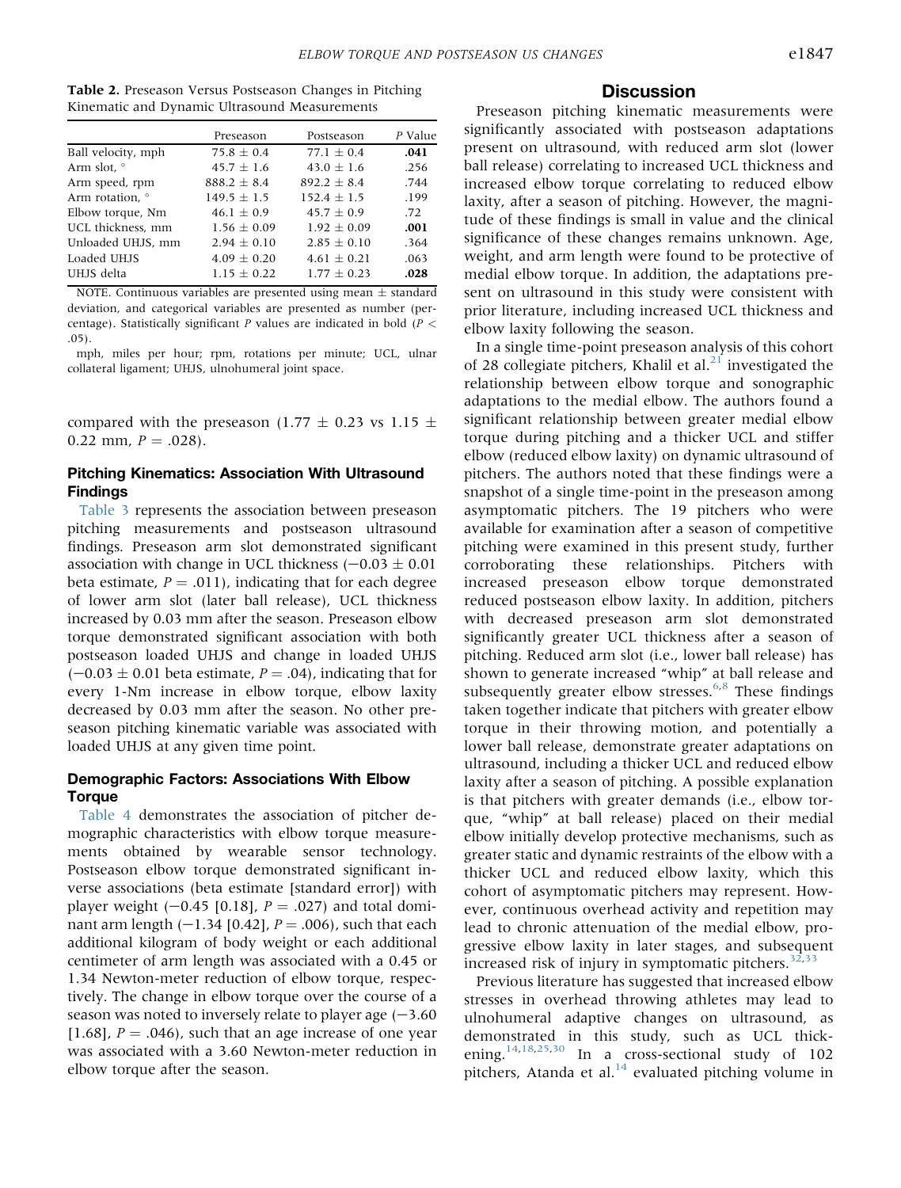**Table 2.** Preseason Versus Postseason Changes in Pitching Kinematic and Dynamic Ultrasound Measurements

| | Preseason | Postseason | P Value |
|---|---|---|---|
| Ball velocity, mph | 75.8 ± 0.4 | 77.1 ± 0.4 | **.041** |
| Arm slot, ° | 45.7 ± 1.6 | 43.0 ± 1.6 | .256 |
| Arm speed, rpm | 888.2 ± 8.4 | 892.2 ± 8.4 | .744 |
| Arm rotation, ° | 149.5 ± 1.5 | 152.4 ± 1.5 | .199 |
| Elbow torque, Nm | 46.1 ± 0.9 | 45.7 ± 0.9 | .72 |
| UCL thickness, mm | 1.56 ± 0.09 | 1.92 ± 0.09 | **.001** |
| Unloaded UHJS, mm | 2.94 ± 0.10 | 2.85 ± 0.10 | .364 |
| Loaded UHJS | 4.09 ± 0.20 | 4.61 ± 0.21 | .063 |
| UHJS delta | 1.15 ± 0.22 | 1.77 ± 0.23 | **.028** |

NOTE. Continuous variables are presented using mean ± standard deviation, and categorical variables are presented as number (percentage). Statistically significant P values are indicated in bold ($P < .05$).

mph, miles per hour; rpm, rotations per minute; UCL, ulnar collateral ligament; UHJS, ulnohumeral joint space.

compared with the preseason (1.77 ± 0.23 vs 1.15 ± 0.22 mm, $P = .028$).

### Pitching Kinematics: Association With Ultrasound Findings

Table 3 represents the association between preseason pitching measurements and postseason ultrasound findings. Preseason arm slot demonstrated significant association with change in UCL thickness (−0.03 ± 0.01 beta estimate, $P = .011$), indicating that for each degree of lower arm slot (later ball release), UCL thickness increased by 0.03 mm after the season. Preseason elbow torque demonstrated significant association with both postseason loaded UHJS and change in loaded UHJS (−0.03 ± 0.01 beta estimate, $P = .04$), indicating that for every 1-Nm increase in elbow torque, elbow laxity decreased by 0.03 mm after the season. No other preseason pitching kinematic variable was associated with loaded UHJS at any given time point.

### Demographic Factors: Associations With Elbow Torque

Table 4 demonstrates the association of pitcher demographic characteristics with elbow torque measurements obtained by wearable sensor technology. Postseason elbow torque demonstrated significant inverse associations (beta estimate [standard error]) with player weight (−0.45 [0.18], $P = .027$) and total dominant arm length (−1.34 [0.42], $P = .006$), such that each additional kilogram of body weight or each additional centimeter of arm length was associated with a 0.45 or 1.34 Newton-meter reduction of elbow torque, respectively. The change in elbow torque over the course of a season was noted to inversely relate to player age (−3.60 [1.68], $P = .046$), such that an age increase of one year was associated with a 3.60 Newton-meter reduction in elbow torque after the season.

## Discussion

Preseason pitching kinematic measurements were significantly associated with postseason adaptations present on ultrasound, with reduced arm slot (lower ball release) correlating to increased UCL thickness and increased elbow torque correlating to reduced elbow laxity, after a season of pitching. However, the magnitude of these findings is small in value and the clinical significance of these changes remains unknown. Age, weight, and arm length were found to be protective of medial elbow torque. In addition, the adaptations present on ultrasound in this study were consistent with prior literature, including increased UCL thickness and elbow laxity following the season.

In a single time-point preseason analysis of this cohort of 28 collegiate pitchers, Khalil et al.[21] investigated the relationship between elbow torque and sonographic adaptations to the medial elbow. The authors found a significant relationship between greater medial elbow torque during pitching and a thicker UCL and stiffer elbow (reduced elbow laxity) on dynamic ultrasound of pitchers. The authors noted that these findings were a snapshot of a single time-point in the preseason among asymptomatic pitchers. The 19 pitchers who were available for examination after a season of competitive pitching were examined in this present study, further corroborating these relationships. Pitchers with increased preseason elbow torque demonstrated reduced postseason elbow laxity. In addition, pitchers with decreased preseason arm slot demonstrated significantly greater UCL thickness after a season of pitching. Reduced arm slot (i.e., lower ball release) has shown to generate increased "whip" at ball release and subsequently greater elbow stresses.[6,8] These findings taken together indicate that pitchers with greater elbow torque in their throwing motion, and potentially a lower ball release, demonstrate greater adaptations on ultrasound, including a thicker UCL and reduced elbow laxity after a season of pitching. A possible explanation is that pitchers with greater demands (i.e., elbow torque, "whip" at ball release) placed on their medial elbow initially develop protective mechanisms, such as greater static and dynamic restraints of the elbow with a thicker UCL and reduced elbow laxity, which this cohort of asymptomatic pitchers may represent. However, continuous overhead activity and repetition may lead to chronic attenuation of the medial elbow, progressive elbow laxity in later stages, and subsequent increased risk of injury in symptomatic pitchers.[32,33]

Previous literature has suggested that increased elbow stresses in overhead throwing athletes may lead to ulnohumeral adaptive changes on ultrasound, as demonstrated in this study, such as UCL thickening.[14,18,25,30] In a cross-sectional study of 102 pitchers, Atanda et al.[14] evaluated pitching volume in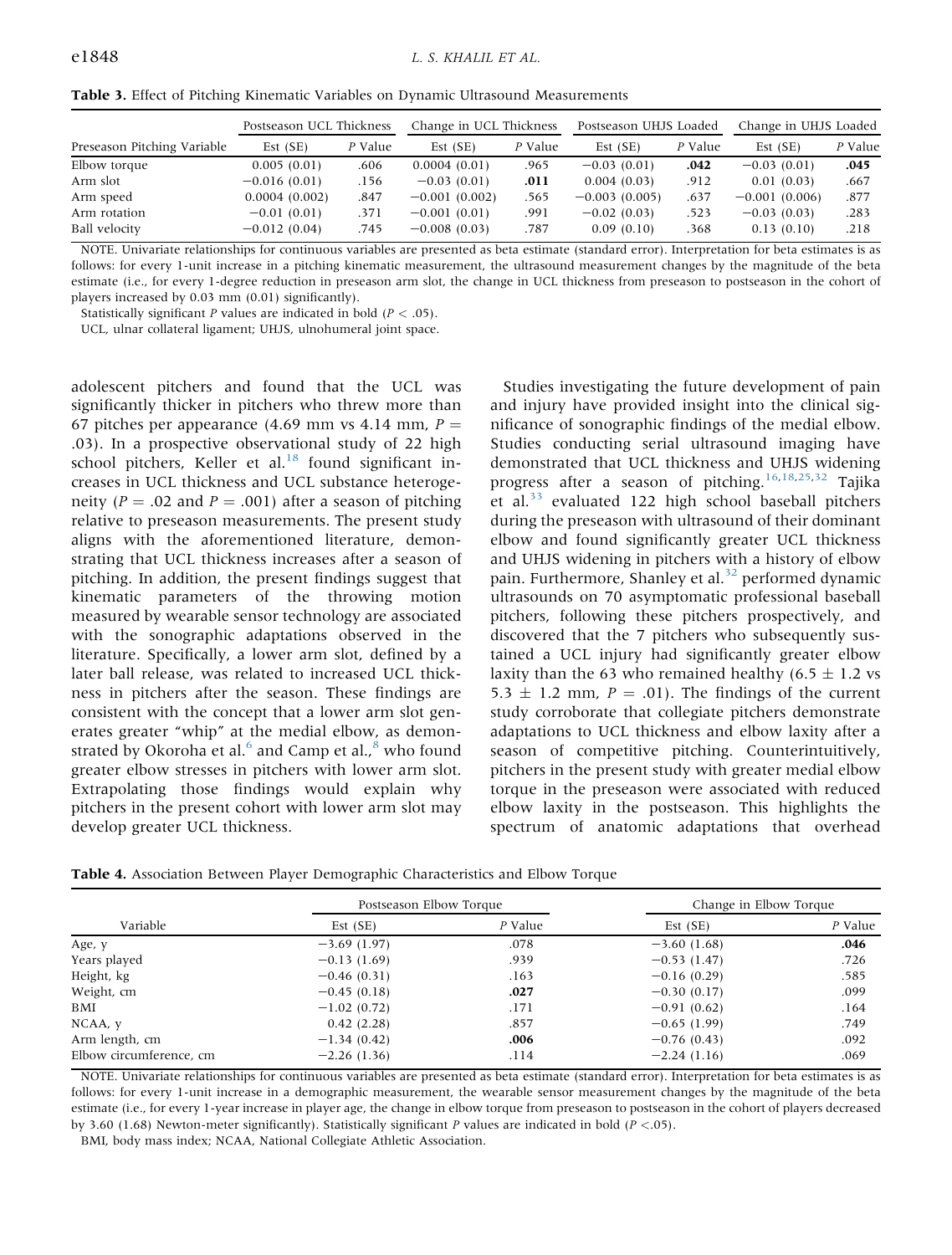**Table 3.** Effect of Pitching Kinematic Variables on Dynamic Ultrasound Measurements

| Preseason Pitching Variable | Postseason UCL Thickness | | Change in UCL Thickness | | Postseason UHJS Loaded | | Change in UHJS Loaded | |
|---|---|---|---|---|---|---|---|---|
| | Est (SE) | *P* Value | Est (SE) | *P* Value | Est (SE) | *P* Value | Est (SE) | *P* Value |
| Elbow torque | 0.005 (0.01) | .606 | 0.0004 (0.01) | .965 | −0.03 (0.01) | **.042** | −0.03 (0.01) | **.045** |
| Arm slot | −0.016 (0.01) | .156 | −0.03 (0.01) | **.011** | 0.004 (0.03) | .912 | 0.01 (0.03) | .667 |
| Arm speed | 0.0004 (0.002) | .847 | −0.001 (0.002) | .565 | −0.003 (0.005) | .637 | −0.001 (0.006) | .877 |
| Arm rotation | −0.01 (0.01) | .371 | −0.001 (0.01) | .991 | −0.02 (0.03) | .523 | −0.03 (0.03) | .283 |
| Ball velocity | −0.012 (0.04) | .745 | −0.008 (0.03) | .787 | 0.09 (0.10) | .368 | 0.13 (0.10) | .218 |

NOTE. Univariate relationships for continuous variables are presented as beta estimate (standard error). Interpretation for beta estimates is as follows: for every 1-unit increase in a pitching kinematic measurement, the ultrasound measurement changes by the magnitude of the beta estimate (i.e., for every 1-degree reduction in preseason arm slot, the change in UCL thickness from preseason to postseason in the cohort of players increased by 0.03 mm (0.01) significantly).

Statistically significant *P* values are indicated in bold ($P < .05$).

UCL, ulnar collateral ligament; UHJS, ulnohumeral joint space.

adolescent pitchers and found that the UCL was significantly thicker in pitchers who threw more than 67 pitches per appearance (4.69 mm vs 4.14 mm, $P = .03$). In a prospective observational study of 22 high school pitchers, Keller et al.[18] found significant increases in UCL thickness and UCL substance heterogeneity ($P = .02$ and $P = .001$) after a season of pitching relative to preseason measurements. The present study aligns with the aforementioned literature, demonstrating that UCL thickness increases after a season of pitching. In addition, the present findings suggest that kinematic parameters of the throwing motion measured by wearable sensor technology are associated with the sonographic adaptations observed in the literature. Specifically, a lower arm slot, defined by a later ball release, was related to increased UCL thickness in pitchers after the season. These findings are consistent with the concept that a lower arm slot generates greater "whip" at the medial elbow, as demonstrated by Okoroha et al.[6] and Camp et al.,[8] who found greater elbow stresses in pitchers with lower arm slot. Extrapolating those findings would explain why pitchers in the present cohort with lower arm slot may develop greater UCL thickness.

Studies investigating the future development of pain and injury have provided insight into the clinical significance of sonographic findings of the medial elbow. Studies conducting serial ultrasound imaging have demonstrated that UCL thickness and UHJS widening progress after a season of pitching.[16,18,25,32] Tajika et al.[33] evaluated 122 high school baseball pitchers during the preseason with ultrasound of their dominant elbow and found significantly greater UCL thickness and UHJS widening in pitchers with a history of elbow pain. Furthermore, Shanley et al.[32] performed dynamic ultrasounds on 70 asymptomatic professional baseball pitchers, following these pitchers prospectively, and discovered that the 7 pitchers who subsequently sustained a UCL injury had significantly greater elbow laxity than the 63 who remained healthy ($6.5 \pm 1.2$ vs $5.3 \pm 1.2$ mm, $P = .01$). The findings of the current study corroborate that collegiate pitchers demonstrate adaptations to UCL thickness and elbow laxity after a season of competitive pitching. Counterintuitively, pitchers in the present study with greater medial elbow torque in the preseason were associated with reduced elbow laxity in the postseason. This highlights the spectrum of anatomic adaptations that overhead

**Table 4.** Association Between Player Demographic Characteristics and Elbow Torque

| Variable | Postseason Elbow Torque | | Change in Elbow Torque | |
|---|---|---|---|---|
| | Est (SE) | *P* Value | Est (SE) | *P* Value |
| Age, y | −3.69 (1.97) | .078 | −3.60 (1.68) | **.046** |
| Years played | −0.13 (1.69) | .939 | −0.53 (1.47) | .726 |
| Height, kg | −0.46 (0.31) | .163 | −0.16 (0.29) | .585 |
| Weight, cm | −0.45 (0.18) | **.027** | −0.30 (0.17) | .099 |
| BMI | −1.02 (0.72) | .171 | −0.91 (0.62) | .164 |
| NCAA, y | 0.42 (2.28) | .857 | −0.65 (1.99) | .749 |
| Arm length, cm | −1.34 (0.42) | **.006** | −0.76 (0.43) | .092 |
| Elbow circumference, cm | −2.26 (1.36) | .114 | −2.24 (1.16) | .069 |

NOTE. Univariate relationships for continuous variables are presented as beta estimate (standard error). Interpretation for beta estimates is as follows: for every 1-unit increase in a demographic measurement, the wearable sensor measurement changes by the magnitude of the beta estimate (i.e., for every 1-year increase in player age, the change in elbow torque from preseason to postseason in the cohort of players decreased by 3.60 (1.68) Newton-meter significantly). Statistically significant *P* values are indicated in bold ($P < .05$).

BMI, body mass index; NCAA, National Collegiate Athletic Association.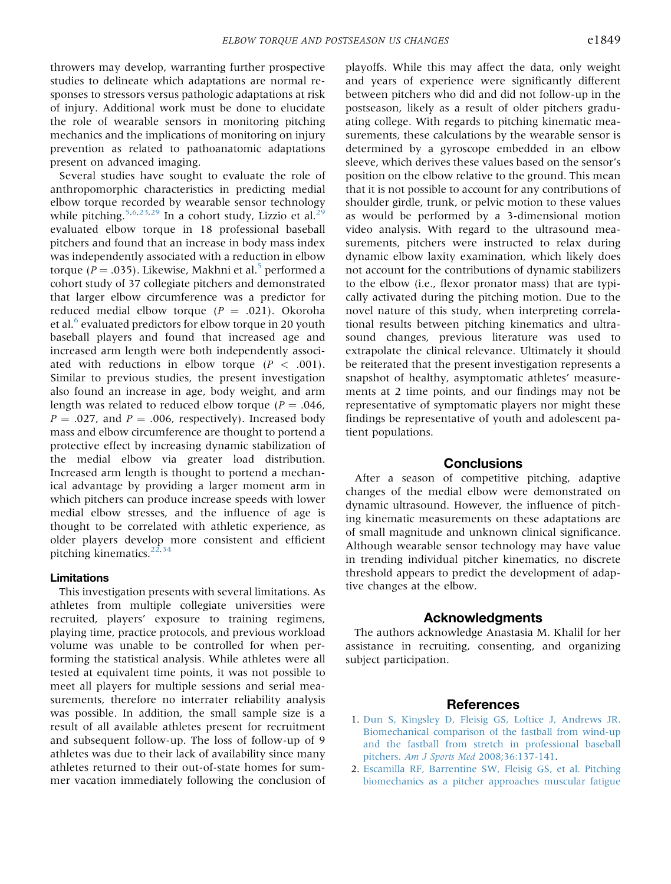throwers may develop, warranting further prospective studies to delineate which adaptations are normal responses to stressors versus pathologic adaptations at risk of injury. Additional work must be done to elucidate the role of wearable sensors in monitoring pitching mechanics and the implications of monitoring on injury prevention as related to pathoanatomic adaptations present on advanced imaging.

Several studies have sought to evaluate the role of anthropomorphic characteristics in predicting medial elbow torque recorded by wearable sensor technology while pitching.[5,6,23,29] In a cohort study, Lizzio et al.[29] evaluated elbow torque in 18 professional baseball pitchers and found that an increase in body mass index was independently associated with a reduction in elbow torque ($P = .035$). Likewise, Makhni et al.[5] performed a cohort study of 37 collegiate pitchers and demonstrated that larger elbow circumference was a predictor for reduced medial elbow torque ($P = .021$). Okoroha et al.[6] evaluated predictors for elbow torque in 20 youth baseball players and found that increased age and increased arm length were both independently associated with reductions in elbow torque ($P < .001$). Similar to previous studies, the present investigation also found an increase in age, body weight, and arm length was related to reduced elbow torque ($P = .046$, $P = .027$, and $P = .006$, respectively). Increased body mass and elbow circumference are thought to portend a protective effect by increasing dynamic stabilization of the medial elbow via greater load distribution. Increased arm length is thought to portend a mechanical advantage by providing a larger moment arm in which pitchers can produce increase speeds with lower medial elbow stresses, and the influence of age is thought to be correlated with athletic experience, as older players develop more consistent and efficient pitching kinematics.[22,34]

### Limitations

This investigation presents with several limitations. As athletes from multiple collegiate universities were recruited, players' exposure to training regimens, playing time, practice protocols, and previous workload volume was unable to be controlled for when performing the statistical analysis. While athletes were all tested at equivalent time points, it was not possible to meet all players for multiple sessions and serial measurements, therefore no interrater reliability analysis was possible. In addition, the small sample size is a result of all available athletes present for recruitment and subsequent follow-up. The loss of follow-up of 9 athletes was due to their lack of availability since many athletes returned to their out-of-state homes for summer vacation immediately following the conclusion of playoffs. While this may affect the data, only weight and years of experience were significantly different between pitchers who did and did not follow-up in the postseason, likely as a result of older pitchers graduating college. With regards to pitching kinematic measurements, these calculations by the wearable sensor is determined by a gyroscope embedded in an elbow sleeve, which derives these values based on the sensor's position on the elbow relative to the ground. This mean that it is not possible to account for any contributions of shoulder girdle, trunk, or pelvic motion to these values as would be performed by a 3-dimensional motion video analysis. With regard to the ultrasound measurements, pitchers were instructed to relax during dynamic elbow laxity examination, which likely does not account for the contributions of dynamic stabilizers to the elbow (i.e., flexor pronator mass) that are typically activated during the pitching motion. Due to the novel nature of this study, when interpreting correlational results between pitching kinematics and ultrasound changes, previous literature was used to extrapolate the clinical relevance. Ultimately it should be reiterated that the present investigation represents a snapshot of healthy, asymptomatic athletes' measurements at 2 time points, and our findings may not be representative of symptomatic players nor might these findings be representative of youth and adolescent patient populations.

## Conclusions

After a season of competitive pitching, adaptive changes of the medial elbow were demonstrated on dynamic ultrasound. However, the influence of pitching kinematic measurements on these adaptations are of small magnitude and unknown clinical significance. Although wearable sensor technology may have value in trending individual pitcher kinematics, no discrete threshold appears to predict the development of adaptive changes at the elbow.

## Acknowledgments

The authors acknowledge Anastasia M. Khalil for her assistance in recruiting, consenting, and organizing subject participation.

## References

1. Dun S, Kingsley D, Fleisig GS, Loftice J, Andrews JR. Biomechanical comparison of the fastball from wind-up and the fastball from stretch in professional baseball pitchers. *Am J Sports Med* 2008;36:137-141.
2. Escamilla RF, Barrentine SW, Fleisig GS, et al. Pitching biomechanics as a pitcher approaches muscular fatigue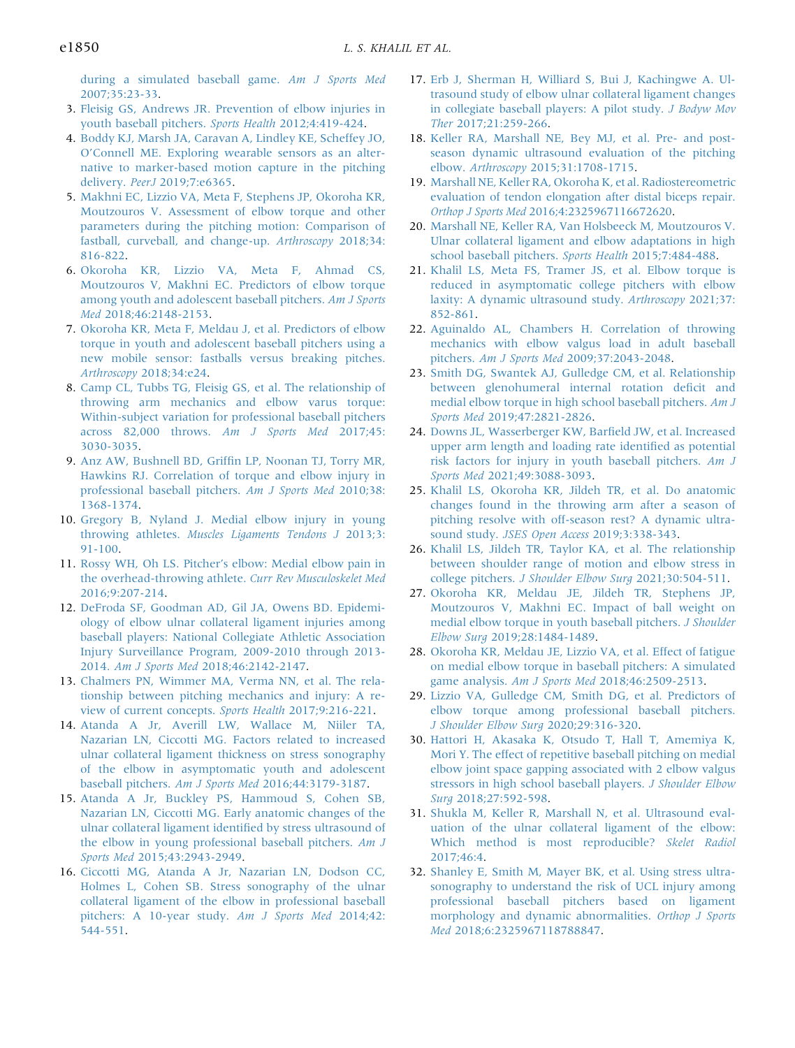during a simulated baseball game. *Am J Sports Med* 2007;35:23-33.

3. Fleisig GS, Andrews JR. Prevention of elbow injuries in youth baseball pitchers. *Sports Health* 2012;4:419-424.
4. Boddy KJ, Marsh JA, Caravan A, Lindley KE, Scheffey JO, O'Connell ME. Exploring wearable sensors as an alternative to marker-based motion capture in the pitching delivery. *PeerJ* 2019;7:e6365.
5. Makhni EC, Lizzio VA, Meta F, Stephens JP, Okoroha KR, Moutzouros V. Assessment of elbow torque and other parameters during the pitching motion: Comparison of fastball, curveball, and change-up. *Arthroscopy* 2018;34:816-822.
6. Okoroha KR, Lizzio VA, Meta F, Ahmad CS, Moutzouros V, Makhni EC. Predictors of elbow torque among youth and adolescent baseball pitchers. *Am J Sports Med* 2018;46:2148-2153.
7. Okoroha KR, Meta F, Meldau J, et al. Predictors of elbow torque in youth and adolescent baseball pitchers using a new mobile sensor: fastballs versus breaking pitches. *Arthroscopy* 2018;34:e24.
8. Camp CL, Tubbs TG, Fleisig GS, et al. The relationship of throwing arm mechanics and elbow varus torque: Within-subject variation for professional baseball pitchers across 82,000 throws. *Am J Sports Med* 2017;45:3030-3035.
9. Anz AW, Bushnell BD, Griffin LP, Noonan TJ, Torry MR, Hawkins RJ. Correlation of torque and elbow injury in professional baseball pitchers. *Am J Sports Med* 2010;38:1368-1374.
10. Gregory B, Nyland J. Medial elbow injury in young throwing athletes. *Muscles Ligaments Tendons J* 2013;3:91-100.
11. Rossy WH, Oh LS. Pitcher's elbow: Medial elbow pain in the overhead-throwing athlete. *Curr Rev Musculoskelet Med* 2016;9:207-214.
12. DeFroda SF, Goodman AD, Gil JA, Owens BD. Epidemiology of elbow ulnar collateral ligament injuries among baseball players: National Collegiate Athletic Association Injury Surveillance Program, 2009-2010 through 2013-2014. *Am J Sports Med* 2018;46:2142-2147.
13. Chalmers PN, Wimmer MA, Verma NN, et al. The relationship between pitching mechanics and injury: A review of current concepts. *Sports Health* 2017;9:216-221.
14. Atanda A Jr, Averill LW, Wallace M, Niiler TA, Nazarian LN, Ciccotti MG. Factors related to increased ulnar collateral ligament thickness on stress sonography of the elbow in asymptomatic youth and adolescent baseball pitchers. *Am J Sports Med* 2016;44:3179-3187.
15. Atanda A Jr, Buckley PS, Hammoud S, Cohen SB, Nazarian LN, Ciccotti MG. Early anatomic changes of the ulnar collateral ligament identified by stress ultrasound of the elbow in young professional baseball pitchers. *Am J Sports Med* 2015;43:2943-2949.
16. Ciccotti MG, Atanda A Jr, Nazarian LN, Dodson CC, Holmes L, Cohen SB. Stress sonography of the ulnar collateral ligament of the elbow in professional baseball pitchers: A 10-year study. *Am J Sports Med* 2014;42:544-551.
17. Erb J, Sherman H, Williard S, Bui J, Kachingwe A. Ultrasound study of elbow ulnar collateral ligament changes in collegiate baseball players: A pilot study. *J Bodyw Mov Ther* 2017;21:259-266.
18. Keller RA, Marshall NE, Bey MJ, et al. Pre- and post-season dynamic ultrasound evaluation of the pitching elbow. *Arthroscopy* 2015;31:1708-1715.
19. Marshall NE, Keller RA, Okoroha K, et al. Radiostereometric evaluation of tendon elongation after distal biceps repair. *Orthop J Sports Med* 2016;4:2325967116672620.
20. Marshall NE, Keller RA, Van Holsbeeck M, Moutzouros V. Ulnar collateral ligament and elbow adaptations in high school baseball pitchers. *Sports Health* 2015;7:484-488.
21. Khalil LS, Meta FS, Tramer JS, et al. Elbow torque is reduced in asymptomatic college pitchers with elbow laxity: A dynamic ultrasound study. *Arthroscopy* 2021;37:852-861.
22. Aguinaldo AL, Chambers H. Correlation of throwing mechanics with elbow valgus load in adult baseball pitchers. *Am J Sports Med* 2009;37:2043-2048.
23. Smith DG, Swantek AJ, Gulledge CM, et al. Relationship between glenohumeral internal rotation deficit and medial elbow torque in high school baseball pitchers. *Am J Sports Med* 2019;47:2821-2826.
24. Downs JL, Wasserberger KW, Barfield JW, et al. Increased upper arm length and loading rate identified as potential risk factors for injury in youth baseball pitchers. *Am J Sports Med* 2021;49:3088-3093.
25. Khalil LS, Okoroha KR, Jildeh TR, et al. Do anatomic changes found in the throwing arm after a season of pitching resolve with off-season rest? A dynamic ultrasound study. *JSES Open Access* 2019;3:338-343.
26. Khalil LS, Jildeh TR, Taylor KA, et al. The relationship between shoulder range of motion and elbow stress in college pitchers. *J Shoulder Elbow Surg* 2021;30:504-511.
27. Okoroha KR, Meldau JE, Jildeh TR, Stephens JP, Moutzouros V, Makhni EC. Impact of ball weight on medial elbow torque in youth baseball pitchers. *J Shoulder Elbow Surg* 2019;28:1484-1489.
28. Okoroha KR, Meldau JE, Lizzio VA, et al. Effect of fatigue on medial elbow torque in baseball pitchers: A simulated game analysis. *Am J Sports Med* 2018;46:2509-2513.
29. Lizzio VA, Gulledge CM, Smith DG, et al. Predictors of elbow torque among professional baseball pitchers. *J Shoulder Elbow Surg* 2020;29:316-320.
30. Hattori H, Akasaka K, Otsudo T, Hall T, Amemiya K, Mori Y. The effect of repetitive baseball pitching on medial elbow joint space gapping associated with 2 elbow valgus stressors in high school baseball players. *J Shoulder Elbow Surg* 2018;27:592-598.
31. Shukla M, Keller R, Marshall N, et al. Ultrasound evaluation of the ulnar collateral ligament of the elbow: Which method is most reproducible? *Skelet Radiol* 2017;46:4.
32. Shanley E, Smith M, Mayer BK, et al. Using stress ultrasonography to understand the risk of UCL injury among professional baseball pitchers based on ligament morphology and dynamic abnormalities. *Orthop J Sports Med* 2018;6:2325967118788847.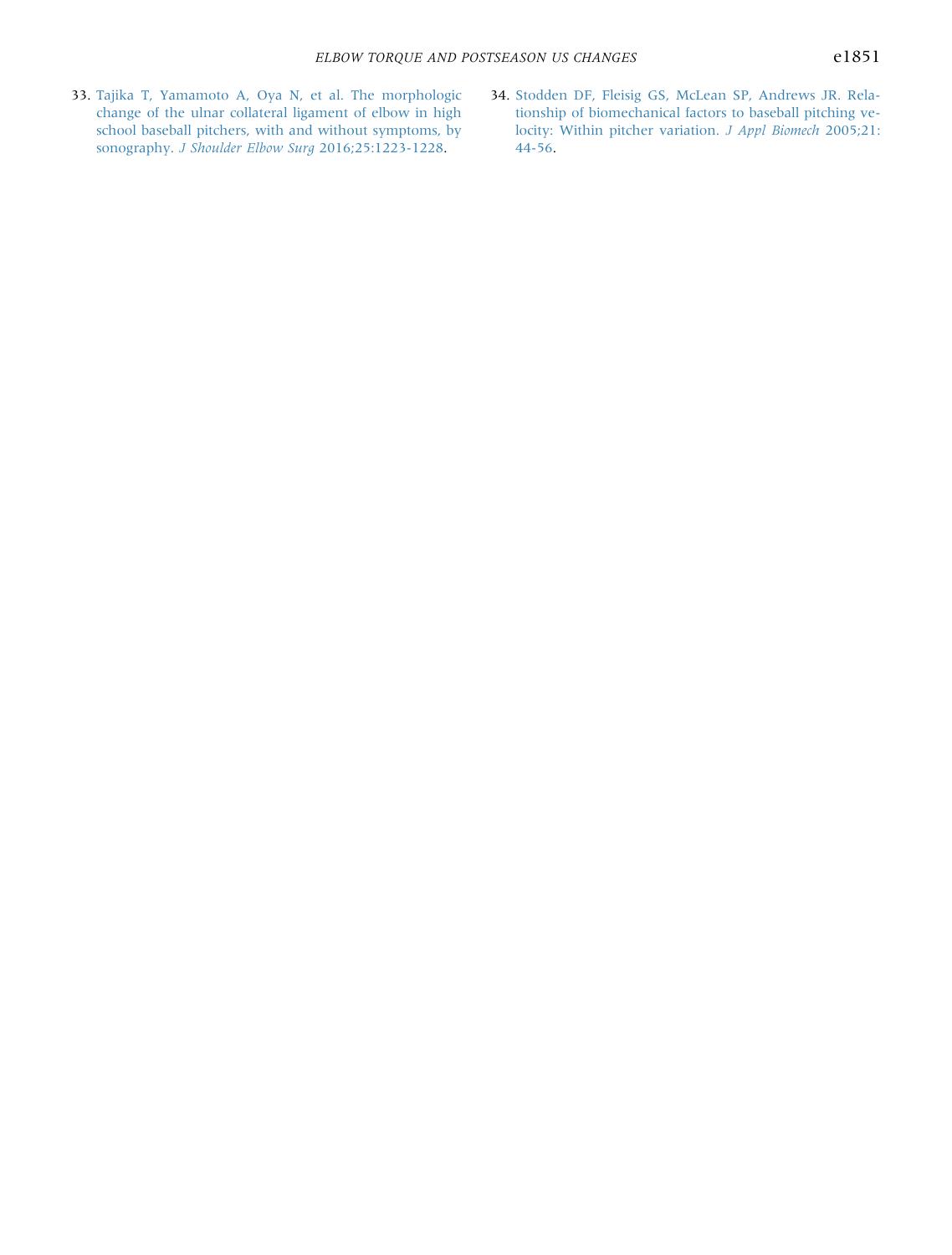33. Tajika T, Yamamoto A, Oya N, et al. The morphologic change of the ulnar collateral ligament of elbow in high school baseball pitchers, with and without symptoms, by sonography. *J Shoulder Elbow Surg* 2016;25:1223-1228.

34. Stodden DF, Fleisig GS, McLean SP, Andrews JR. Relationship of biomechanical factors to baseball pitching velocity: Within pitcher variation. *J Appl Biomech* 2005;21:44-56.